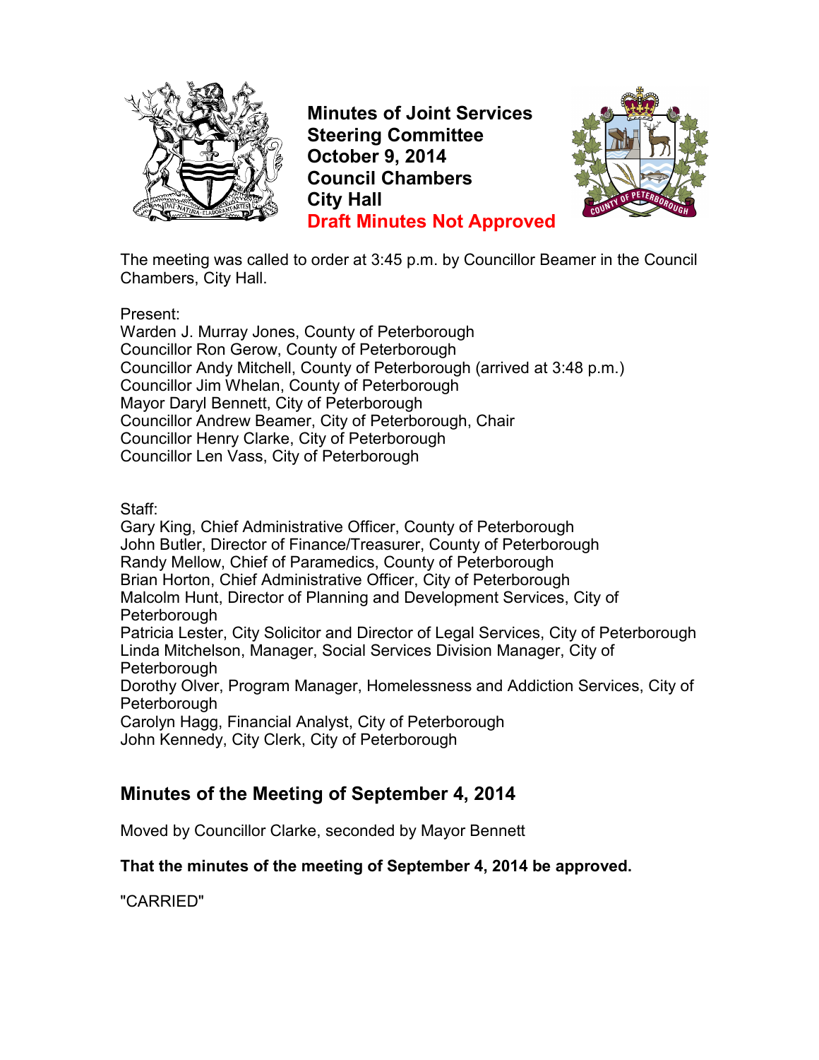# Minutes of Joint Services Steering Committee
# October 9, 2014
# Council Chambers
# City Hall
# Draft Minutes Not Approved

The meeting was called to order at 3:45 p.m. by Councillor Beamer in the Council Chambers, City Hall.

Present:
Warden J. Murray Jones, County of Peterborough
Councillor Ron Gerow, County of Peterborough
Councillor Andy Mitchell, County of Peterborough (arrived at 3:48 p.m.)
Councillor Jim Whelan, County of Peterborough
Mayor Daryl Bennett, City of Peterborough
Councillor Andrew Beamer, City of Peterborough, Chair
Councillor Henry Clarke, City of Peterborough
Councillor Len Vass, City of Peterborough

Staff:
Gary King, Chief Administrative Officer, County of Peterborough
John Butler, Director of Finance/Treasurer, County of Peterborough
Randy Mellow, Chief of Paramedics, County of Peterborough
Brian Horton, Chief Administrative Officer, City of Peterborough
Malcolm Hunt, Director of Planning and Development Services, City of Peterborough
Patricia Lester, City Solicitor and Director of Legal Services, City of Peterborough
Linda Mitchelson, Manager, Social Services Division Manager, City of Peterborough
Dorothy Olver, Program Manager, Homelessness and Addiction Services, City of Peterborough
Carolyn Hagg, Financial Analyst, City of Peterborough
John Kennedy, City Clerk, City of Peterborough

## Minutes of the Meeting of September 4, 2014

Moved by Councillor Clarke, seconded by Mayor Bennett

**That the minutes of the meeting of September 4, 2014 be approved.**

"CARRIED"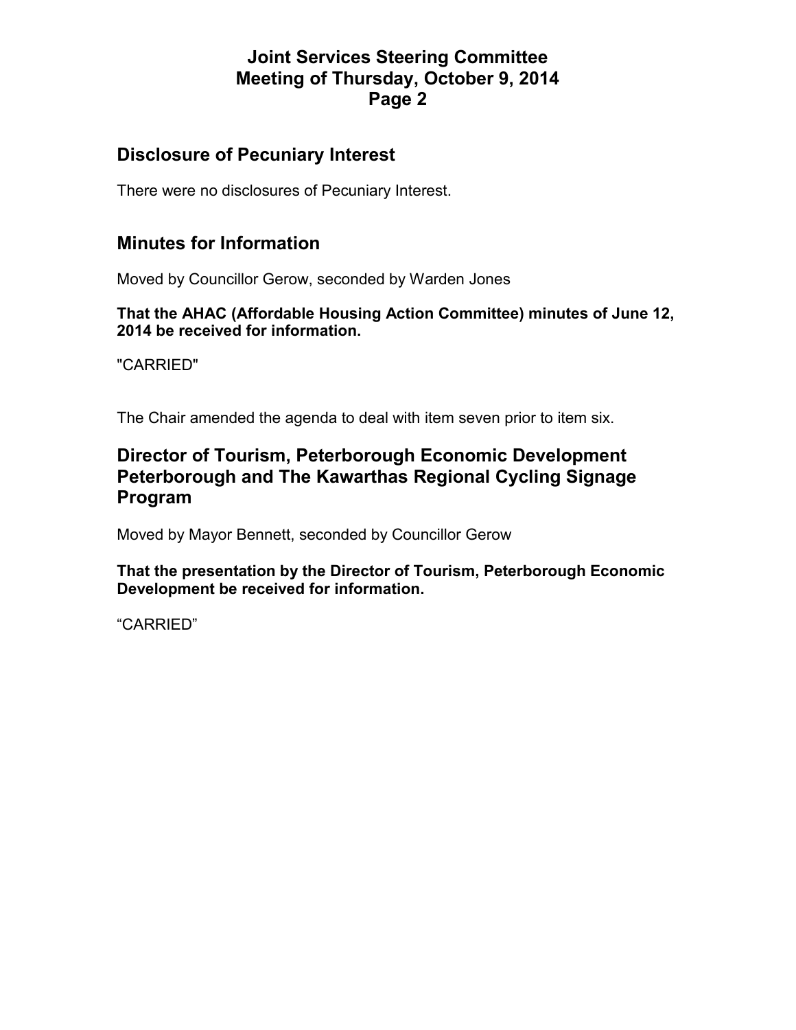## Disclosure of Pecuniary Interest

There were no disclosures of Pecuniary Interest.

## Minutes for Information

Moved by Councillor Gerow, seconded by Warden Jones

**That the AHAC (Affordable Housing Action Committee) minutes of June 12, 2014 be received for information.**

"CARRIED"

The Chair amended the agenda to deal with item seven prior to item six.

## Director of Tourism, Peterborough Economic Development Peterborough and The Kawarthas Regional Cycling Signage Program

Moved by Mayor Bennett, seconded by Councillor Gerow

**That the presentation by the Director of Tourism, Peterborough Economic Development be received for information.**

“CARRIED”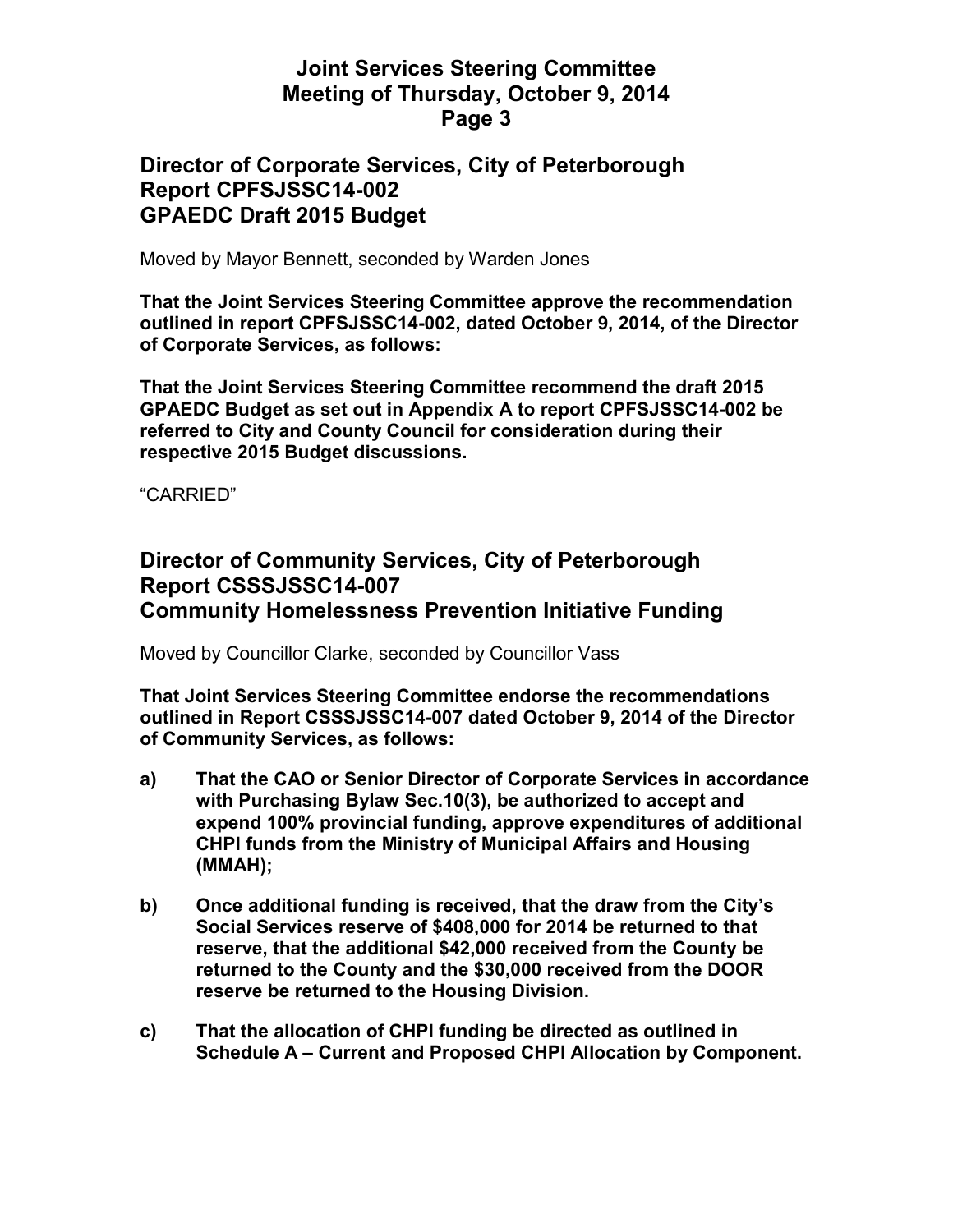## Director of Corporate Services, City of Peterborough
## Report CPFSJSSC14-002
## GPAEDC Draft 2015 Budget

Moved by Mayor Bennett, seconded by Warden Jones

**That the Joint Services Steering Committee approve the recommendation outlined in report CPFSJSSC14-002, dated October 9, 2014, of the Director of Corporate Services, as follows:**

**That the Joint Services Steering Committee recommend the draft 2015 GPAEDC Budget as set out in Appendix A to report CPFSJSSC14-002 be referred to City and County Council for consideration during their respective 2015 Budget discussions.**

"CARRIED"

## Director of Community Services, City of Peterborough
## Report CSSSJSSC14-007
## Community Homelessness Prevention Initiative Funding

Moved by Councillor Clarke, seconded by Councillor Vass

**That Joint Services Steering Committee endorse the recommendations outlined in Report CSSSJSSC14-007 dated October 9, 2014 of the Director of Community Services, as follows:**

**a) That the CAO or Senior Director of Corporate Services in accordance with Purchasing Bylaw Sec.10(3), be authorized to accept and expend 100% provincial funding, approve expenditures of additional CHPI funds from the Ministry of Municipal Affairs and Housing (MMAH);**

**b) Once additional funding is received, that the draw from the City's Social Services reserve of $408,000 for 2014 be returned to that reserve, that the additional $42,000 received from the County be returned to the County and the $30,000 received from the DOOR reserve be returned to the Housing Division.**

**c) That the allocation of CHPI funding be directed as outlined in Schedule A – Current and Proposed CHPI Allocation by Component.**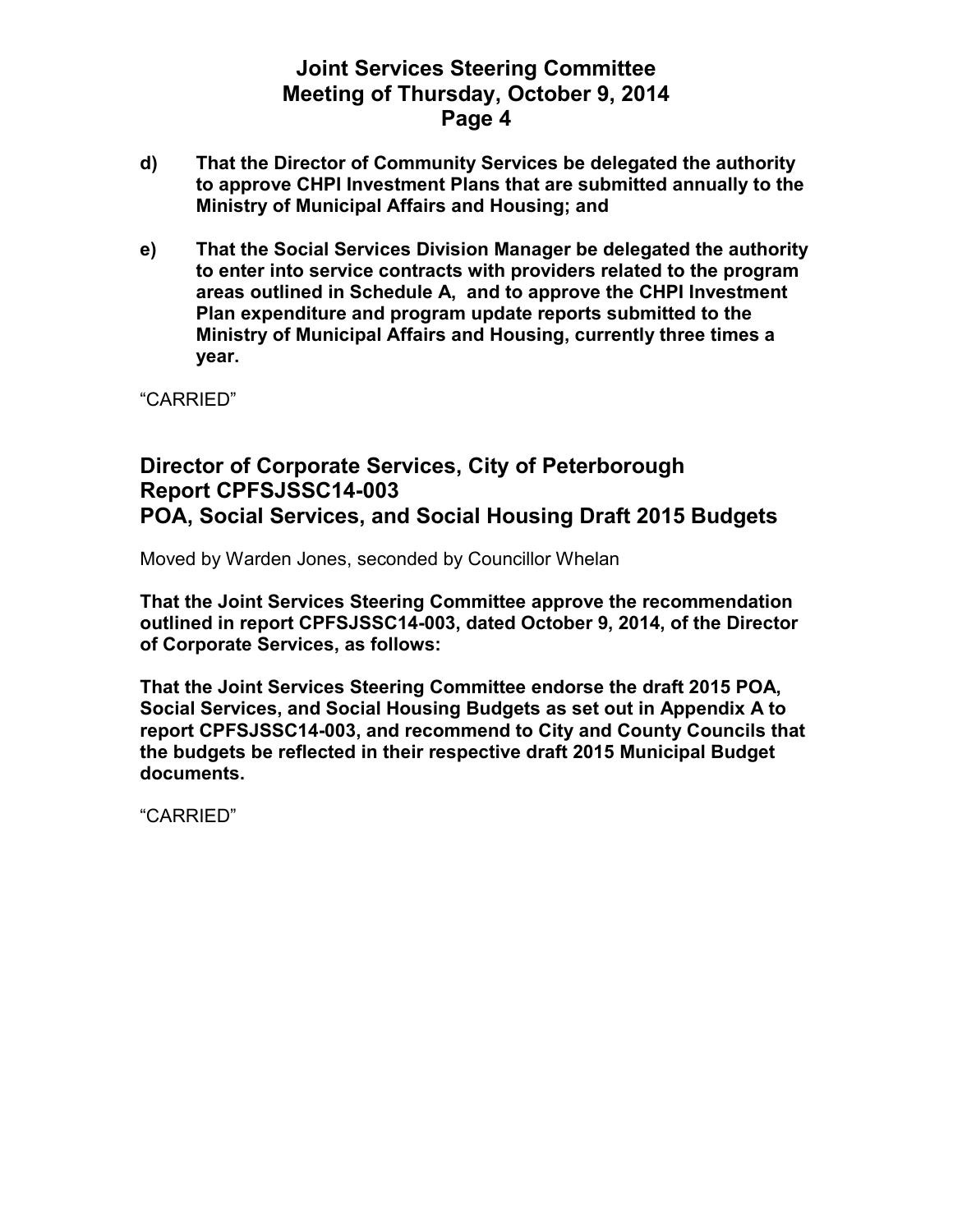**d) That the Director of Community Services be delegated the authority to approve CHPI Investment Plans that are submitted annually to the Ministry of Municipal Affairs and Housing; and**

**e) That the Social Services Division Manager be delegated the authority to enter into service contracts with providers related to the program areas outlined in Schedule A, and to approve the CHPI Investment Plan expenditure and program update reports submitted to the Ministry of Municipal Affairs and Housing, currently three times a year.**

"CARRIED"

## Director of Corporate Services, City of Peterborough
## Report CPFSJSSC14-003
## POA, Social Services, and Social Housing Draft 2015 Budgets

Moved by Warden Jones, seconded by Councillor Whelan

**That the Joint Services Steering Committee approve the recommendation outlined in report CPFSJSSC14-003, dated October 9, 2014, of the Director of Corporate Services, as follows:**

**That the Joint Services Steering Committee endorse the draft 2015 POA, Social Services, and Social Housing Budgets as set out in Appendix A to report CPFSJSSC14-003, and recommend to City and County Councils that the budgets be reflected in their respective draft 2015 Municipal Budget documents.**

"CARRIED"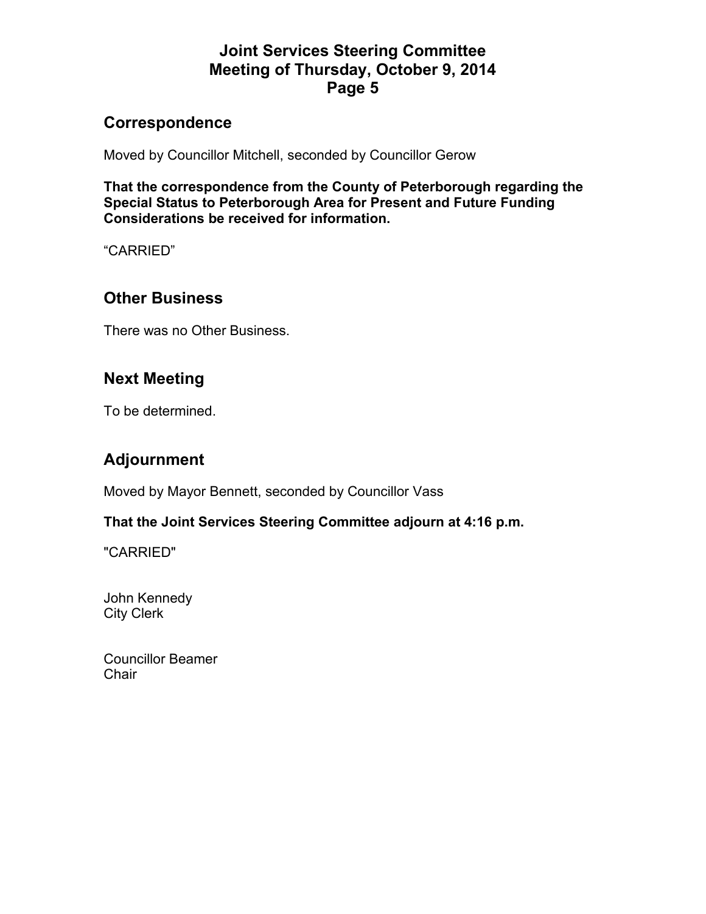## Correspondence

Moved by Councillor Mitchell, seconded by Councillor Gerow

**That the correspondence from the County of Peterborough regarding the Special Status to Peterborough Area for Present and Future Funding Considerations be received for information.**

"CARRIED"

## Other Business

There was no Other Business.

## Next Meeting

To be determined.

## Adjournment

Moved by Mayor Bennett, seconded by Councillor Vass

**That the Joint Services Steering Committee adjourn at 4:16 p.m.**

"CARRIED"

John Kennedy
City Clerk

Councillor Beamer
Chair